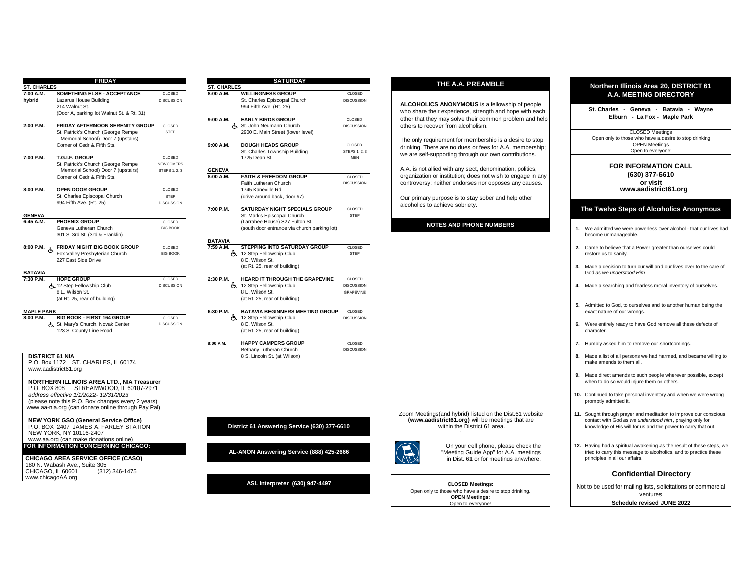## FRIDAY

### ST. CHARLES

**7:00 A.M. hybrid** — **SOMETHING ELSE - ACCEPTANCE** — CLOSED DISCUSSION
Lazarus House Building
214 Walnut St.
(Door A, parking lot Walnut St. & Rt. 31)

**2:00 P.M.** — **FRIDAY AFTERNOON SERENITY GROUP** — CLOSED STEP
St. Patrick's Church (George Rempe Memorial School) Door 7 (upstairs)
Corner of Cedr & Fifth Sts.

**7:00 P.M.** — **T.G.I.F. GROUP** — CLOSED NEWCOMERS STEPS 1, 2, 3
St. Patrick's Church (George Rempe Memorial School) Door 7 (upstairs)
Corner of Cedr & Fifth Sts.

**8:00 P.M.** — **OPEN DOOR GROUP** — CLOSED STEP DISCUSSION
St. Charles Episcopal Church
994 Fifth Ave. (Rt. 25)

### GENEVA

**6:45 A.M.** — **PHOENIX GROUP** — CLOSED BIG BOOK
Geneva Lutheran Church
301 S. 3rd St. (3rd & Franklin)

**8:00 P.M.** ♿ — **FRIDAY NIGHT BIG BOOK GROUP** — CLOSED BIG BOOK
Fox Valley Presbyterian Church
227 East Side Drive

### BATAVIA

**7:30 P.M.** ♿ — **HOPE GROUP** — CLOSED DISCUSSION
12 Step Fellowship Club
8 E. Wilson St.
(at Rt. 25, rear of building)

### MAPLE PARK

**8:00 P.M.** ♿ — **BIG BOOK - FIRST 164 GROUP** — CLOSED DISCUSSION
St. Mary's Church, Novak Center
123 S. County Line Road

**DISTRICT 61 NIA**
P.O. Box 1172 ST. CHARLES, IL 60174
www.aadistrict61.org

**NORTHERN ILLINOIS AREA LTD., NIA Treasurer**
P.O. BOX 808 STREAMWOOD, IL 60107-2971
*address effective 1/1/2022- 12/31/2023*
(please note this P.O. Box changes every 2 years)
www.aa-nia.org (can donate online through Pay Pal)

**NEW YORK GSO (General Service Office)**
P.O. BOX 2407 JAMES A. FARLEY STATION
NEW YORK, NY 10116-2407
www.aa.org (can make donations online)

**FOR INFORMATION CONCERNING CHICAGO:**

**CHICAGO AREA SERVICE OFFICE (CASO)**
180 N. Wabash Ave., Suite 305
CHICAGO, IL 60601 (312) 346-1475
www.chicagoAA.org

## SATURDAY

### ST. CHARLES

**8:00 A.M.** — **WILLINGNESS GROUP** — CLOSED DISCUSSION
St. Charles Episcopal Church
994 Fifth Ave. (Rt. 25)

**9:00 A.M.** ♿ — **EARLY BIRDS GROUP** — CLOSED DISCUSSION
St. John Neumann Church
2900 E. Main Street (lower level)

**9:00 A.M.** — **DOUGH HEADS GROUP** — CLOSED STEPS 1, 2, 3 MEN
St. Charles Township Building
1725 Dean St.

### GENEVA

**8:00 A.M.** — **FAITH & FREEDOM GROUP** — CLOSED DISCUSSION
Faith Lutheran Church
1745 Kaneville Rd.
(drive around back, door #7)

**7:00 P.M.** — **SATURDAY NIGHT SPECIALS GROUP** — CLOSED STEP
St. Mark's Episcopal Church
(Larrabee House) 327 Fulton St.
(south door entrance via church parking lot)

### BATAVIA

**7:59 A.M.** ♿ — **STEPPING INTO SATURDAY GROUP** — CLOSED STEP
12 Step Fellowship Club
8 E. Wilson St.
(at Rt. 25, rear of building)

**2:30 P.M.** ♿ — **HEARD IT THROUGH THE GRAPEVINE** — CLOSED DISCUSSION GRAPEVINE
12 Step Fellowship Club
8 E. Wilson St.
(at Rt. 25, rear of building)

**6:30 P.M.** ♿ — **BATAVIA BEGINNERS MEETING GROUP** — CLOSED DISCUSSION
12 Step Fellowship Club
8 E. Wilson St.
(at Rt. 25, rear of building)

**8:00 P.M.** — **HAPPY CAMPERS GROUP** — CLOSED DISCUSSION
Bethany Lutheran Church
8 S. Lincoln St. (at Wilson)

**District 61 Answering Service (630) 377-6610**

**AL-ANON Answering Service (888) 425-2666**

**ASL Interpreter (630) 947-4497**

## THE A.A. PREAMBLE

**ALCOHOLICS ANONYMOUS** is a fellowship of people who share their experience, strength and hope with each other that they may solve their common problem and help others to recover from alcoholism.

The only requirement for membership is a desire to stop drinking. There are no dues or fees for A.A. membership; we are self-supporting through our own contributions.

A.A. is not allied with any sect, denomination, politics, organization or institution; does not wish to engage in any controversy; neither endorses nor opposes any causes.

Our primary purpose is to stay sober and help other alcoholics to achieve sobriety.

## NOTES AND PHONE NUMBERS

Zoom Meetings(and hybrid) listed on the Dist.61 website **(www.aadistrict61.org)** will be meetings that are within the District 61 area.

On your cell phone, please check the "Meeting Guide App" for A.A. meetings in Dist. 61 or for meetings anywhere.

**CLOSED Meetings:**
Open only to those who have a desire to stop drinking.
**OPEN Meetings:**
Open to everyone!

# Northern Illinois Area 20, DISTRICT 61 A.A. MEETING DIRECTORY

**St. Charles - Geneva - Batavia - Wayne Elburn - La Fox - Maple Park**

CLOSED Meetings
Open only to those who have a desire to stop drinking
OPEN Meetings
Open to everyone!

**FOR INFORMATION CALL**
**(630) 377-6610**
**or visit**
**www.aadistrict61.org**

## The Twelve Steps of Alcoholics Anonymous

1. We admitted we were powerless over alcohol - that our lives had become unmanageable.
2. Came to believe that a Power greater than ourselves could restore us to sanity.
3. Made a decision to turn our will and our lives over to the care of God *as we understood Him*
4. Made a searching and fearless moral inventory of ourselves.
5. Admitted to God, to ourselves and to another human being the exact nature of our wrongs.
6. Were entirely ready to have God remove all these defects of character.
7. Humbly asked him to remove our shortcomings.
8. Made a list of all persons we had harmed, and became willing to make amends to them all.
9. Made direct amends to such people wherever possible, except when to do so would injure them or others.
10. Continued to take personal inventory and when we were wrong promptly admitted it.
11. Sought through prayer and meditation to improve our conscious contact with God *as we understood him*, praying only for knowledge of His will for us and the power to carry that out.
12. Having had a spiritual awakening as the result of these steps, we tried to carry this message to alcoholics, and to practice these principles in all our affairs.

## Confidential Directory

Not to be used for mailing lists, solicitations or commercial ventures

**Schedule revised JUNE 2022**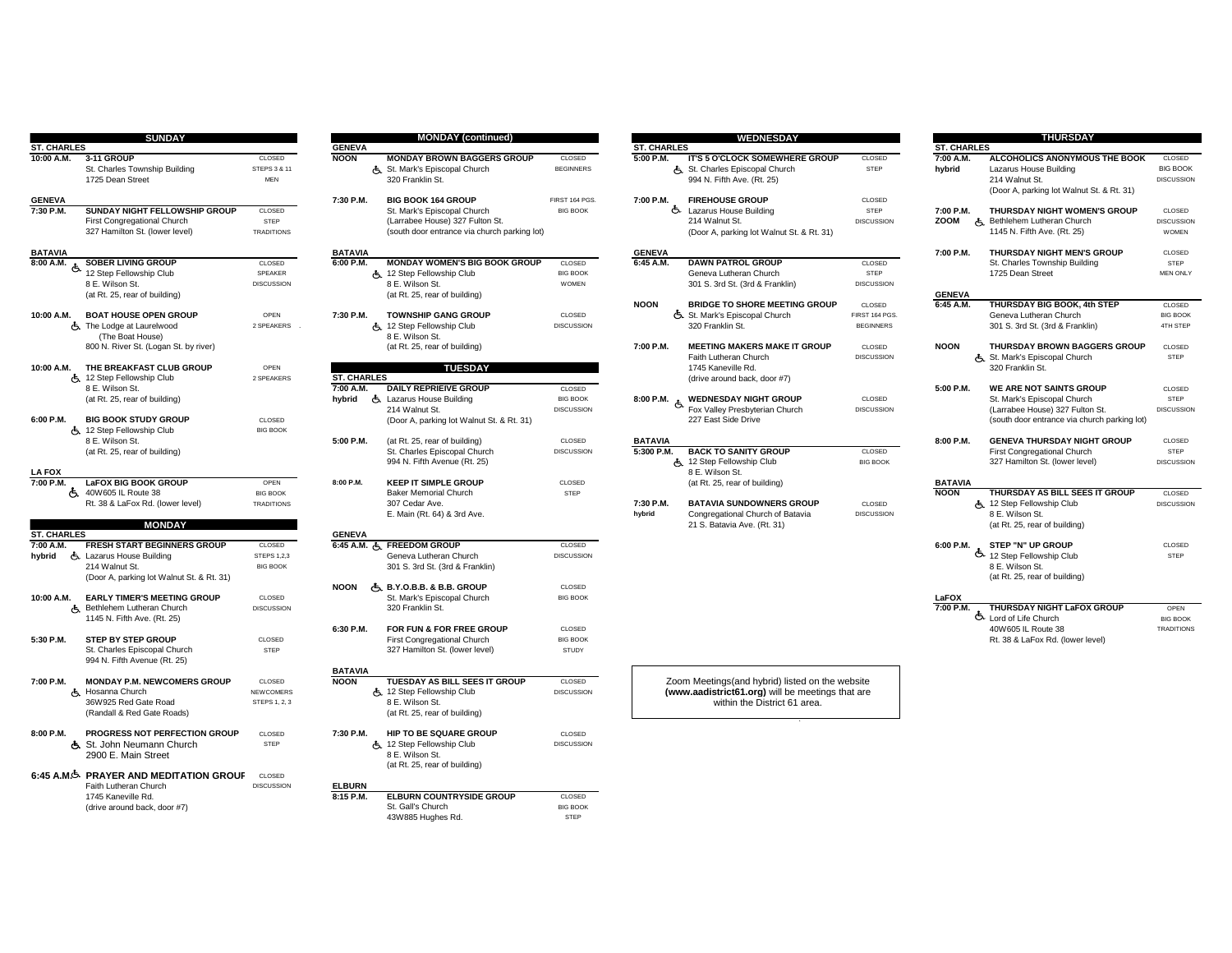## SUNDAY

**ST. CHARLES**

**10:00 A.M.** — **3-11 GROUP** — CLOSED, STEPS 3 & 11, MEN
St. Charles Township Building
1725 Dean Street

**GENEVA**

**7:30 P.M.** — **SUNDAY NIGHT FELLOWSHIP GROUP** — CLOSED, STEP, TRADITIONS
First Congregational Church
327 Hamilton St. (lower level)

**BATAVIA**

**8:00 A.M.** ♿ — **SOBER LIVING GROUP** — CLOSED, SPEAKER, DISCUSSION
12 Step Fellowship Club
8 E. Wilson St.
(at Rt. 25, rear of building)

**10:00 A.M.** ♿ — **BOAT HOUSE OPEN GROUP** — OPEN, 2 SPEAKERS
The Lodge at Laurelwood
(The Boat House)
800 N. River St. (Logan St. by river)

**10:00 A.M.** ♿ — **THE BREAKFAST CLUB GROUP** — OPEN, 2 SPEAKERS
12 Step Fellowship Club
8 E. Wilson St.
(at Rt. 25, rear of building)

**6:00 P.M.** ♿ — **BIG BOOK STUDY GROUP** — CLOSED, BIG BOOK
12 Step Fellowship Club
8 E. Wilson St.
(at Rt. 25, rear of building)

**LA FOX**

**7:00 P.M.** ♿ — **LaFOX BIG BOOK GROUP** — OPEN, BIG BOOK, TRADITIONS
40W605 IL Route 38
Rt. 38 & LaFox Rd. (lower level)

## MONDAY

**ST. CHARLES**

**7:00 A.M. hybrid** ♿ — **FRESH START BEGINNERS GROUP** — CLOSED, STEPS 1,2,3, BIG BOOK
Lazarus House Building
214 Walnut St.
(Door A, parking lot Walnut St. & Rt. 31)

**10:00 A.M.** ♿ — **EARLY TIMER'S MEETING GROUP** — CLOSED, DISCUSSION
Bethlehem Lutheran Church
1145 N. Fifth Ave. (Rt. 25)

**5:30 P.M.** — **STEP BY STEP GROUP** — CLOSED, STEP
St. Charles Episcopal Church
994 N. Fifth Avenue (Rt. 25)

**7:00 P.M.** ♿ — **MONDAY P.M. NEWCOMERS GROUP** — CLOSED, NEWCOMERS, STEPS 1, 2, 3
Hosanna Church
36W925 Red Gate Road
(Randall & Red Gate Roads)

**8:00 P.M.** ♿ — **PROGRESS NOT PERFECTION GROUP** — CLOSED, STEP
St. John Neumann Church
2900 E. Main Street

**6:45 A.M.** ♿ — **PRAYER AND MEDITATION GROUP** — CLOSED, DISCUSSION
Faith Lutheran Church
1745 Kaneville Rd.
(drive around back, door #7)

## MONDAY (continued)

**GENEVA**

**NOON** ♿ — **MONDAY BROWN BAGGERS GROUP** — CLOSED, BEGINNERS
St. Mark's Episcopal Church
320 Franklin St.

**7:30 P.M.** — **BIG BOOK 164 GROUP** — FIRST 164 PGS., BIG BOOK
St. Mark's Episcopal Church
(Larrabee House) 327 Fulton St.
(south door entrance via church parking lot)

**BATAVIA**

**6:00 P.M.** ♿ — **MONDAY WOMEN'S BIG BOOK GROUP** — CLOSED, BIG BOOK, WOMEN
12 Step Fellowship Club
8 E. Wilson St.
(at Rt. 25, rear of building)

**7:30 P.M.** ♿ — **TOWNSHIP GANG GROUP** — CLOSED, DISCUSSION
12 Step Fellowship Club
8 E. Wilson St.
(at Rt. 25, rear of building)

## TUESDAY

**ST. CHARLES**

**7:00 A.M. hybrid** ♿ — **DAILY REPRIEIVE GROUP** — CLOSED, BIG BOOK, DISCUSSION
Lazarus House Building
214 Walnut St.
(Door A, parking lot Walnut St. & Rt. 31)

**5:00 P.M.** — (at Rt. 25, rear of building) — CLOSED, DISCUSSION
St. Charles Episcopal Church
994 N. Fifth Avenue (Rt. 25)

**8:00 P.M.** — **KEEP IT SIMPLE GROUP** — CLOSED, STEP
Baker Memorial Church
307 Cedar Ave.
E. Main (Rt. 64) & 3rd Ave.

**GENEVA**

**6:45 A.M.** ♿ — **FREEDOM GROUP** — CLOSED, DISCUSSION
Geneva Lutheran Church
301 S. 3rd St. (3rd & Franklin)

**NOON** ♿ — **B.Y.O.B.B. & B.B. GROUP** — CLOSED, BIG BOOK
St. Mark's Episcopal Church
320 Franklin St.

**6:30 P.M.** — **FOR FUN & FOR FREE GROUP** — CLOSED, BIG BOOK, STUDY
First Congregational Church
327 Hamilton St. (lower level)

**BATAVIA**

**NOON** ♿ — **TUESDAY AS BILL SEES IT GROUP** — CLOSED, DISCUSSION
12 Step Fellowship Club
8 E. Wilson St.
(at Rt. 25, rear of building)

**7:30 P.M.** ♿ — **HIP TO BE SQUARE GROUP** — CLOSED, DISCUSSION
12 Step Fellowship Club
8 E. Wilson St.
(at Rt. 25, rear of building)

**ELBURN**

**8:15 P.M.** — **ELBURN COUNTRYSIDE GROUP** — CLOSED, BIG BOOK, STEP
St. Gall's Church
43W885 Hughes Rd.

## WEDNESDAY

**ST. CHARLES**

**5:00 P.M.** ♿ — **IT'S 5 O'CLOCK SOMEWHERE GROUP** — CLOSED, STEP
St. Charles Episcopal Church
994 N. Fifth Ave. (Rt. 25)

**7:00 P.M.** ♿ — **FIREHOUSE GROUP** — CLOSED, STEP, DISCUSSION
Lazarus House Building
214 Walnut St.
(Door A, parking lot Walnut St. & Rt. 31)

**GENEVA**

**6:45 A.M.** — **DAWN PATROL GROUP** — CLOSED, STEP, DISCUSSION
Geneva Lutheran Church
301 S. 3rd St. (3rd & Franklin)

**NOON** ♿ — **BRIDGE TO SHORE MEETING GROUP** — CLOSED, FIRST 164 PGS., BEGINNERS
St. Mark's Episcopal Church
320 Franklin St.

**7:00 P.M.** — **MEETING MAKERS MAKE IT GROUP** — CLOSED, DISCUSSION
Faith Lutheran Church
1745 Kaneville Rd.
(drive around back, door #7)

**8:00 P.M.** ♿ — **WEDNESDAY NIGHT GROUP** — CLOSED, DISCUSSION
Fox Valley Presbyterian Church
227 East Side Drive

**BATAVIA**

**5:300 P.M.** ♿ — **BACK TO SANITY GROUP** — CLOSED, BIG BOOK
12 Step Fellowship Club
8 E. Wilson St.
(at Rt. 25, rear of building)

**7:30 P.M. hybrid** — **BATAVIA SUNDOWNERS GROUP** — CLOSED, DISCUSSION
Congregational Church of Batavia
21 S. Batavia Ave. (Rt. 31)

Zoom Meetings(and hybrid) listed on the website **(www.aadistrict61.org) will be meetings that are** within the District 61 area.

## THURSDAY

**ST. CHARLES**

**7:00 A.M. hybrid** — **ALCOHOLICS ANONYMOUS THE BOOK** — CLOSED, BIG BOOK, DISCUSSION
Lazarus House Building
214 Walnut St.
(Door A, parking lot Walnut St. & Rt. 31)

**7:00 P.M. ZOOM** ♿ — **THURSDAY NIGHT WOMEN'S GROUP** — CLOSED, DISCUSSION, WOMEN
Bethlehem Lutheran Church
1145 N. Fifth Ave. (Rt. 25)

**7:00 P.M.** — **THURSDAY NIGHT MEN'S GROUP** — CLOSED, STEP, MEN ONLY
St. Charles Township Building
1725 Dean Street

**GENEVA**

**6:45 A.M.** — **THURSDAY BIG BOOK, 4th STEP** — CLOSED, BIG BOOK, 4TH STEP
Geneva Lutheran Church
301 S. 3rd St. (3rd & Franklin)

**NOON** ♿ — **THURSDAY BROWN BAGGERS GROUP** — CLOSED, STEP
St. Mark's Episcopal Church
320 Franklin St.

**5:00 P.M.** — **WE ARE NOT SAINTS GROUP** — CLOSED, STEP, DISCUSSION
St. Mark's Episcopal Church
(Larrabee House) 327 Fulton St.
(south door entrance via church parking lot)

**8:00 P.M.** — **GENEVA THURSDAY NIGHT GROUP** — CLOSED, STEP, DISCUSSION
First Congregational Church
327 Hamilton St. (lower level)

**BATAVIA**

**NOON** ♿ — **THURSDAY AS BILL SEES IT GROUP** — CLOSED, DISCUSSION
12 Step Fellowship Club
8 E. Wilson St.
(at Rt. 25, rear of building)

**6:00 P.M.** ♿ — **STEP "N" UP GROUP** — CLOSED, STEP
12 Step Fellowship Club
8 E. Wilson St.
(at Rt. 25, rear of building)

**LaFOX**

**7:00 P.M.** ♿ — **THURSDAY NIGHT LaFOX GROUP** — OPEN, BIG BOOK, TRADITIONS
Lord of Life Church
40W605 IL Route 38
Rt. 38 & LaFox Rd. (lower level)